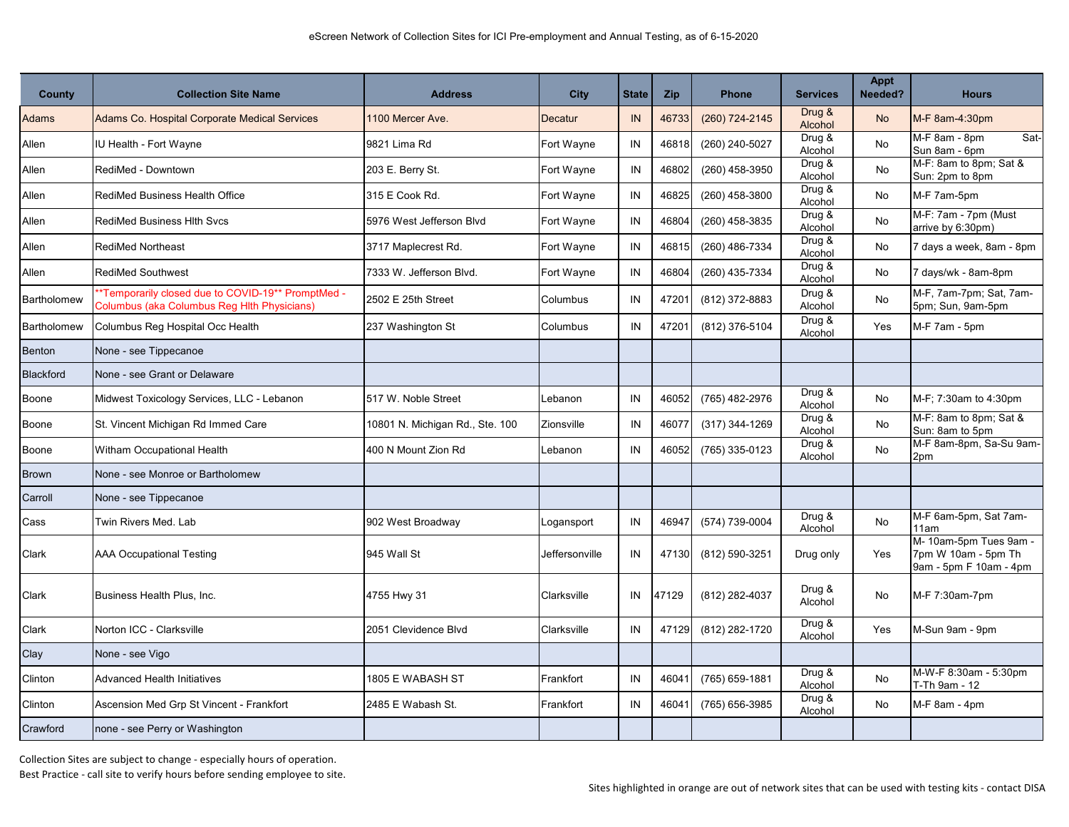eScreen Network of Collection Sites for ICI Pre-employment and Annual Testing, as of 6-15-2020

| County | Collection Site Name | Address | City | State | Zip | Phone | Services | Appt Needed? | Hours |
|---|---|---|---|---|---|---|---|---|---|
| Adams | Adams Co. Hospital Corporate Medical Services | 1100 Mercer Ave. | Decatur | IN | 46733 | (260) 724-2145 | Drug & Alcohol | No | M-F 8am-4:30pm |
| Allen | IU Health - Fort Wayne | 9821 Lima Rd | Fort Wayne | IN | 46818 | (260) 240-5027 | Drug & Alcohol | No | M-F 8am - 8pm Sat-Sun 8am - 6pm |
| Allen | RediMed - Downtown | 203 E. Berry St. | Fort Wayne | IN | 46802 | (260) 458-3950 | Drug & Alcohol | No | M-F: 8am to 8pm; Sat & Sun: 2pm to 8pm |
| Allen | RediMed Business Health Office | 315 E Cook Rd. | Fort Wayne | IN | 46825 | (260) 458-3800 | Drug & Alcohol | No | M-F 7am-5pm |
| Allen | RediMed Business Hlth Svcs | 5976 West Jefferson Blvd | Fort Wayne | IN | 46804 | (260) 458-3835 | Drug & Alcohol | No | M-F: 7am - 7pm (Must arrive by 6:30pm) |
| Allen | RediMed Northeast | 3717 Maplecrest Rd. | Fort Wayne | IN | 46815 | (260) 486-7334 | Drug & Alcohol | No | 7 days a week, 8am - 8pm |
| Allen | RediMed Southwest | 7333 W. Jefferson Blvd. | Fort Wayne | IN | 46804 | (260) 435-7334 | Drug & Alcohol | No | 7 days/wk - 8am-8pm |
| Bartholomew | **Temporarily closed due to COVID-19** PromptMed - Columbus (aka Columbus Reg Hlth Physicians) | 2502 E 25th Street | Columbus | IN | 47201 | (812) 372-8883 | Drug & Alcohol | No | M-F, 7am-7pm; Sat, 7am-5pm; Sun, 9am-5pm |
| Bartholomew | Columbus Reg Hospital Occ Health | 237 Washington St | Columbus | IN | 47201 | (812) 376-5104 | Drug & Alcohol | Yes | M-F 7am - 5pm |
| Benton | None - see Tippecanoe | | | | | | | | |
| Blackford | None - see Grant or Delaware | | | | | | | | |
| Boone | Midwest Toxicology Services, LLC - Lebanon | 517 W. Noble Street | Lebanon | IN | 46052 | (765) 482-2976 | Drug & Alcohol | No | M-F; 7:30am to 4:30pm |
| Boone | St. Vincent Michigan Rd Immed Care | 10801 N. Michigan Rd., Ste. 100 | Zionsville | IN | 46077 | (317) 344-1269 | Drug & Alcohol | No | M-F: 8am to 8pm; Sat & Sun: 8am to 5pm |
| Boone | Witham Occupational Health | 400 N Mount Zion Rd | Lebanon | IN | 46052 | (765) 335-0123 | Drug & Alcohol | No | M-F 8am-8pm, Sa-Su 9am-2pm |
| Brown | None - see Monroe or Bartholomew | | | | | | | | |
| Carroll | None - see Tippecanoe | | | | | | | | |
| Cass | Twin Rivers Med. Lab | 902 West Broadway | Logansport | IN | 46947 | (574) 739-0004 | Drug & Alcohol | No | M-F 6am-5pm, Sat 7am-11am |
| Clark | AAA Occupational Testing | 945 Wall St | Jeffersonville | IN | 47130 | (812) 590-3251 | Drug only | Yes | M- 10am-5pm Tues 9am - 7pm W 10am - 5pm Th 9am - 5pm F 10am - 4pm |
| Clark | Business Health Plus, Inc. | 4755 Hwy 31 | Clarksville | IN | 47129 | (812) 282-4037 | Drug & Alcohol | No | M-F 7:30am-7pm |
| Clark | Norton ICC - Clarksville | 2051 Clevidence Blvd | Clarksville | IN | 47129 | (812) 282-1720 | Drug & Alcohol | Yes | M-Sun 9am - 9pm |
| Clay | None - see Vigo | | | | | | | | |
| Clinton | Advanced Health Initiatives | 1805 E WABASH ST | Frankfort | IN | 46041 | (765) 659-1881 | Drug & Alcohol | No | M-W-F 8:30am - 5:30pm T-Th 9am - 12 |
| Clinton | Ascension Med Grp St Vincent - Frankfort | 2485 E Wabash St. | Frankfort | IN | 46041 | (765) 656-3985 | Drug & Alcohol | No | M-F 8am - 4pm |
| Crawford | none - see Perry or Washington | | | | | | | | |

Collection Sites are subject to change - especially hours of operation.
Best Practice - call site to verify hours before sending employee to site.

Sites highlighted in orange are out of network sites that can be used with testing kits - contact DISA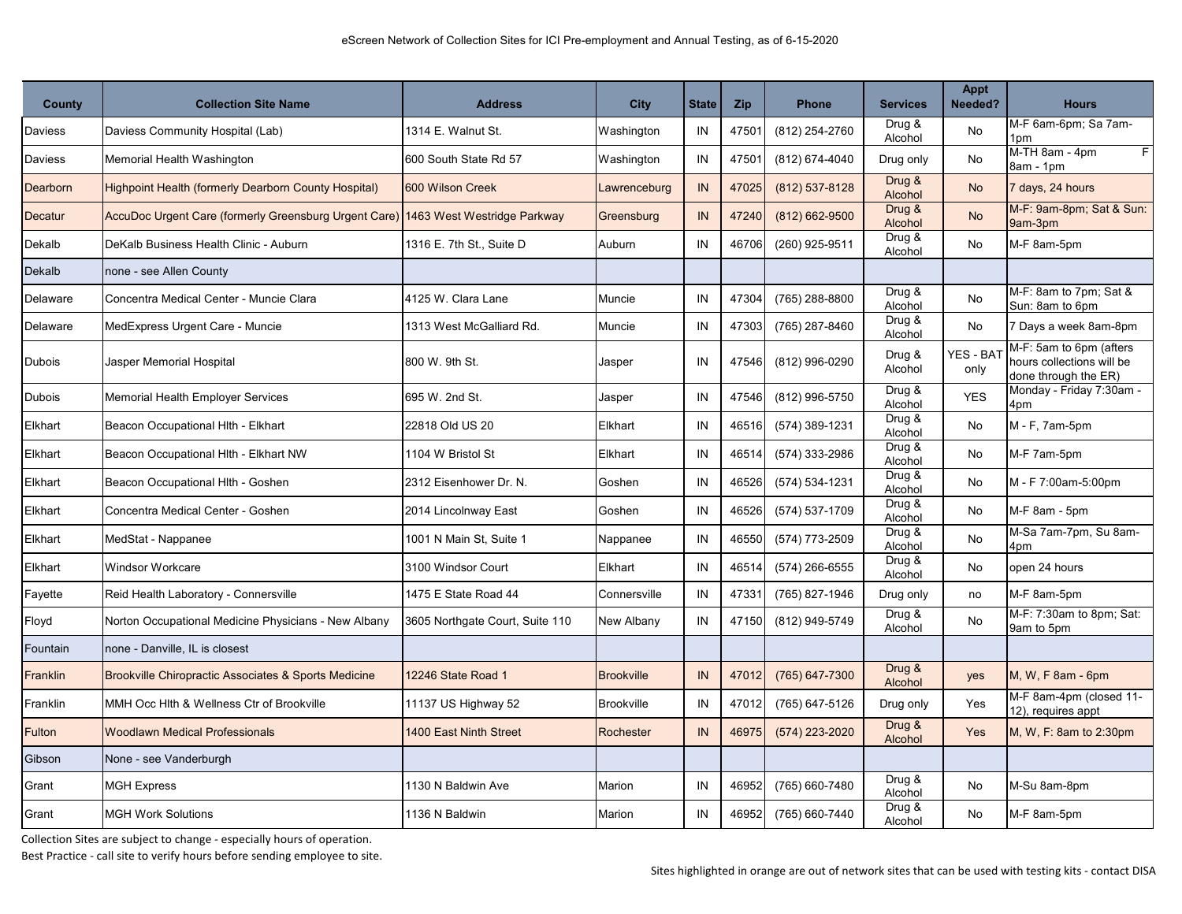eScreen Network of Collection Sites for ICI Pre-employment and Annual Testing, as of 6-15-2020

| County | Collection Site Name | Address | City | State | Zip | Phone | Services | Appt Needed? | Hours |
|---|---|---|---|---|---|---|---|---|---|
| Daviess | Daviess Community Hospital (Lab) | 1314 E. Walnut St. | Washington | IN | 47501 | (812) 254-2760 | Drug & Alcohol | No | M-F 6am-6pm; Sa 7am-1pm |
| Daviess | Memorial Health Washington | 600 South State Rd 57 | Washington | IN | 47501 | (812) 674-4040 | Drug only | No | M-TH 8am - 4pm F 8am - 1pm |
| Dearborn | Highpoint Health (formerly Dearborn County Hospital) | 600 Wilson Creek | Lawrenceburg | IN | 47025 | (812) 537-8128 | Drug & Alcohol | No | 7 days, 24 hours |
| Decatur | AccuDoc Urgent Care (formerly Greensburg Urgent Care) | 1463 West Westridge Parkway | Greensburg | IN | 47240 | (812) 662-9500 | Drug & Alcohol | No | M-F: 9am-8pm; Sat & Sun: 9am-3pm |
| Dekalb | DeKalb Business Health Clinic - Auburn | 1316 E. 7th St., Suite D | Auburn | IN | 46706 | (260) 925-9511 | Drug & Alcohol | No | M-F 8am-5pm |
| Dekalb | none - see Allen County | | | | | | | | |
| Delaware | Concentra Medical Center - Muncie Clara | 4125 W. Clara Lane | Muncie | IN | 47304 | (765) 288-8800 | Drug & Alcohol | No | M-F: 8am to 7pm; Sat & Sun: 8am to 6pm |
| Delaware | MedExpress Urgent Care - Muncie | 1313 West McGalliard Rd. | Muncie | IN | 47303 | (765) 287-8460 | Drug & Alcohol | No | 7 Days a week 8am-8pm |
| Dubois | Jasper Memorial Hospital | 800 W. 9th St. | Jasper | IN | 47546 | (812) 996-0290 | Drug & Alcohol | YES - BAT only | M-F: 5am to 6pm (afters hours collections will be done through the ER) |
| Dubois | Memorial Health Employer Services | 695 W. 2nd St. | Jasper | IN | 47546 | (812) 996-5750 | Drug & Alcohol | YES | Monday - Friday 7:30am - 4pm |
| Elkhart | Beacon Occupational Hlth - Elkhart | 22818 Old US 20 | Elkhart | IN | 46516 | (574) 389-1231 | Drug & Alcohol | No | M - F, 7am-5pm |
| Elkhart | Beacon Occupational Hlth - Elkhart NW | 1104 W Bristol St | Elkhart | IN | 46514 | (574) 333-2986 | Drug & Alcohol | No | M-F 7am-5pm |
| Elkhart | Beacon Occupational Hlth - Goshen | 2312 Eisenhower Dr. N. | Goshen | IN | 46526 | (574) 534-1231 | Drug & Alcohol | No | M - F 7:00am-5:00pm |
| Elkhart | Concentra Medical Center - Goshen | 2014 Lincolnway East | Goshen | IN | 46526 | (574) 537-1709 | Drug & Alcohol | No | M-F 8am - 5pm |
| Elkhart | MedStat - Nappanee | 1001 N Main St, Suite 1 | Nappanee | IN | 46550 | (574) 773-2509 | Drug & Alcohol | No | M-Sa 7am-7pm, Su 8am-4pm |
| Elkhart | Windsor Workcare | 3100 Windsor Court | Elkhart | IN | 46514 | (574) 266-6555 | Drug & Alcohol | No | open 24 hours |
| Fayette | Reid Health Laboratory - Connersville | 1475 E State Road 44 | Connersville | IN | 47331 | (765) 827-1946 | Drug only | no | M-F 8am-5pm |
| Floyd | Norton Occupational Medicine Physicians - New Albany | 3605 Northgate Court, Suite 110 | New Albany | IN | 47150 | (812) 949-5749 | Drug & Alcohol | No | M-F: 7:30am to 8pm; Sat: 9am to 5pm |
| Fountain | none - Danville, IL is closest | | | | | | | | |
| Franklin | Brookville Chiropractic Associates & Sports Medicine | 12246 State Road 1 | Brookville | IN | 47012 | (765) 647-7300 | Drug & Alcohol | yes | M, W, F 8am - 6pm |
| Franklin | MMH Occ Hlth & Wellness Ctr of Brookville | 11137 US Highway 52 | Brookville | IN | 47012 | (765) 647-5126 | Drug only | Yes | M-F 8am-4pm (closed 11-12), requires appt |
| Fulton | Woodlawn Medical Professionals | 1400 East Ninth Street | Rochester | IN | 46975 | (574) 223-2020 | Drug & Alcohol | Yes | M, W, F: 8am to 2:30pm |
| Gibson | None - see Vanderburgh | | | | | | | | |
| Grant | MGH Express | 1130 N Baldwin Ave | Marion | IN | 46952 | (765) 660-7480 | Drug & Alcohol | No | M-Su 8am-8pm |
| Grant | MGH Work Solutions | 1136 N Baldwin | Marion | IN | 46952 | (765) 660-7440 | Drug & Alcohol | No | M-F 8am-5pm |

Collection Sites are subject to change - especially hours of operation.

Best Practice - call site to verify hours before sending employee to site.

Sites highlighted in orange are out of network sites that can be used with testing kits - contact DISA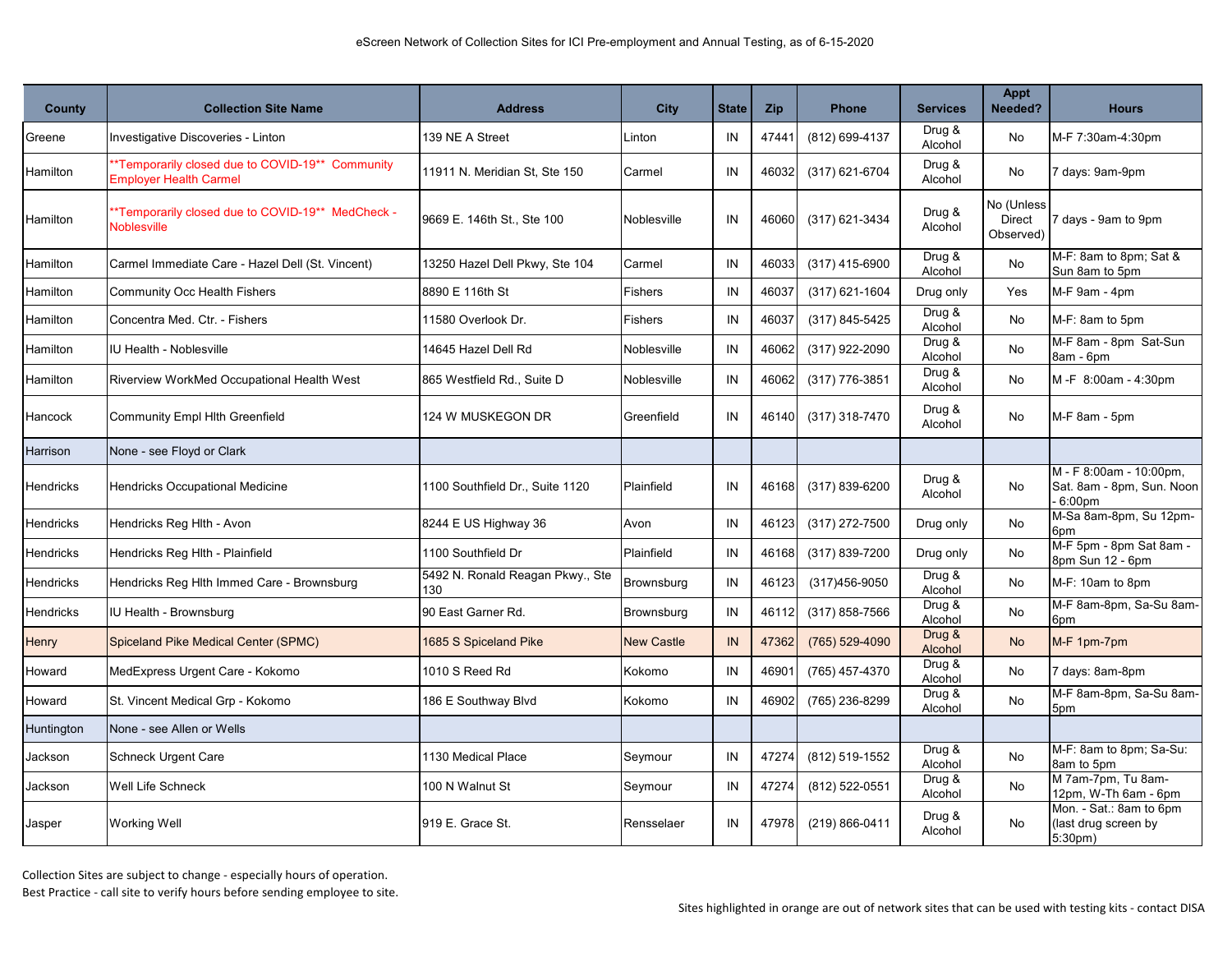eScreen Network of Collection Sites for ICI Pre-employment and Annual Testing, as of 6-15-2020

| County | Collection Site Name | Address | City | State | Zip | Phone | Services | Appt Needed? | Hours |
|---|---|---|---|---|---|---|---|---|---|
| Greene | Investigative Discoveries - Linton | 139 NE A Street | Linton | IN | 47441 | (812) 699-4137 | Drug & Alcohol | No | M-F 7:30am-4:30pm |
| Hamilton | **Temporarily closed due to COVID-19** Community Employer Health Carmel | 11911 N. Meridian St, Ste 150 | Carmel | IN | 46032 | (317) 621-6704 | Drug & Alcohol | No | 7 days: 9am-9pm |
| Hamilton | **Temporarily closed due to COVID-19** MedCheck - Noblesville | 9669 E. 146th St., Ste 100 | Noblesville | IN | 46060 | (317) 621-3434 | Drug & Alcohol | No (Unless Direct Observed) | 7 days - 9am to 9pm |
| Hamilton | Carmel Immediate Care - Hazel Dell (St. Vincent) | 13250 Hazel Dell Pkwy, Ste 104 | Carmel | IN | 46033 | (317) 415-6900 | Drug & Alcohol | No | M-F: 8am to 8pm; Sat & Sun 8am to 5pm |
| Hamilton | Community Occ Health Fishers | 8890 E 116th St | Fishers | IN | 46037 | (317) 621-1604 | Drug only | Yes | M-F 9am - 4pm |
| Hamilton | Concentra Med. Ctr. - Fishers | 11580 Overlook Dr. | Fishers | IN | 46037 | (317) 845-5425 | Drug & Alcohol | No | M-F: 8am to 5pm |
| Hamilton | IU Health - Noblesville | 14645 Hazel Dell Rd | Noblesville | IN | 46062 | (317) 922-2090 | Drug & Alcohol | No | M-F 8am - 8pm Sat-Sun 8am - 6pm |
| Hamilton | Riverview WorkMed Occupational Health West | 865 Westfield Rd., Suite D | Noblesville | IN | 46062 | (317) 776-3851 | Drug & Alcohol | No | M -F 8:00am - 4:30pm |
| Hancock | Community Empl Hlth Greenfield | 124 W MUSKEGON DR | Greenfield | IN | 46140 | (317) 318-7470 | Drug & Alcohol | No | M-F 8am - 5pm |
| Harrison | None - see Floyd or Clark | | | | | | | | |
| Hendricks | Hendricks Occupational Medicine | 1100 Southfield Dr., Suite 1120 | Plainfield | IN | 46168 | (317) 839-6200 | Drug & Alcohol | No | M - F 8:00am - 10:00pm, Sat. 8am - 8pm, Sun. Noon - 6:00pm |
| Hendricks | Hendricks Reg Hlth - Avon | 8244 E US Highway 36 | Avon | IN | 46123 | (317) 272-7500 | Drug only | No | M-Sa 8am-8pm, Su 12pm-6pm |
| Hendricks | Hendricks Reg Hlth - Plainfield | 1100 Southfield Dr | Plainfield | IN | 46168 | (317) 839-7200 | Drug only | No | M-F 5pm - 8pm Sat 8am - 8pm Sun 12 - 6pm |
| Hendricks | Hendricks Reg Hlth Immed Care - Brownsburg | 5492 N. Ronald Reagan Pkwy., Ste 130 | Brownsburg | IN | 46123 | (317)456-9050 | Drug & Alcohol | No | M-F: 10am to 8pm |
| Hendricks | IU Health - Brownsburg | 90 East Garner Rd. | Brownsburg | IN | 46112 | (317) 858-7566 | Drug & Alcohol | No | M-F 8am-8pm, Sa-Su 8am-6pm |
| Henry | Spiceland Pike Medical Center (SPMC) | 1685 S Spiceland Pike | New Castle | IN | 47362 | (765) 529-4090 | Drug & Alcohol | No | M-F 1pm-7pm |
| Howard | MedExpress Urgent Care - Kokomo | 1010 S Reed Rd | Kokomo | IN | 46901 | (765) 457-4370 | Drug & Alcohol | No | 7 days: 8am-8pm |
| Howard | St. Vincent Medical Grp - Kokomo | 186 E Southway Blvd | Kokomo | IN | 46902 | (765) 236-8299 | Drug & Alcohol | No | M-F 8am-8pm, Sa-Su 8am-5pm |
| Huntington | None - see Allen or Wells | | | | | | | | |
| Jackson | Schneck Urgent Care | 1130 Medical Place | Seymour | IN | 47274 | (812) 519-1552 | Drug & Alcohol | No | M-F: 8am to 8pm; Sa-Su: 8am to 5pm |
| Jackson | Well Life Schneck | 100 N Walnut St | Seymour | IN | 47274 | (812) 522-0551 | Drug & Alcohol | No | M 7am-7pm, Tu 8am-12pm, W-Th 6am - 6pm |
| Jasper | Working Well | 919 E. Grace St. | Rensselaer | IN | 47978 | (219) 866-0411 | Drug & Alcohol | No | Mon. - Sat.: 8am to 6pm (last drug screen by 5:30pm) |

Collection Sites are subject to change - especially hours of operation.
Best Practice - call site to verify hours before sending employee to site.

Sites highlighted in orange are out of network sites that can be used with testing kits - contact DISA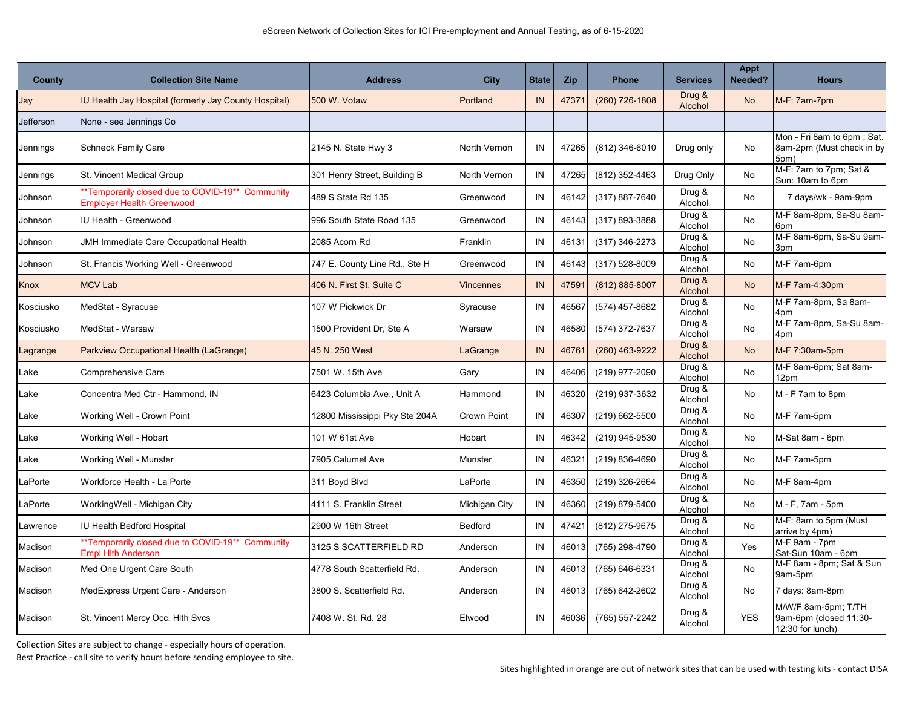eScreen Network of Collection Sites for ICI Pre-employment and Annual Testing, as of 6-15-2020

| County | Collection Site Name | Address | City | State | Zip | Phone | Services | Appt Needed? | Hours |
|---|---|---|---|---|---|---|---|---|---|
| Jay | IU Health Jay Hospital (formerly Jay County Hospital) | 500 W. Votaw | Portland | IN | 47371 | (260) 726-1808 | Drug & Alcohol | No | M-F: 7am-7pm |
| Jefferson | None - see Jennings Co | | | | | | | | |
| Jennings | Schneck Family Care | 2145 N. State Hwy 3 | North Vernon | IN | 47265 | (812) 346-6010 | Drug only | No | Mon - Fri 8am to 6pm ; Sat. 8am-2pm (Must check in by 5pm) |
| Jennings | St. Vincent Medical Group | 301 Henry Street, Building B | North Vernon | IN | 47265 | (812) 352-4463 | Drug Only | No | M-F: 7am to 7pm; Sat & Sun: 10am to 6pm |
| Johnson | **Temporarily closed due to COVID-19** Community Employer Health Greenwood | 489 S State Rd 135 | Greenwood | IN | 46142 | (317) 887-7640 | Drug & Alcohol | No | 7 days/wk - 9am-9pm |
| Johnson | IU Health - Greenwood | 996 South State Road 135 | Greenwood | IN | 46143 | (317) 893-3888 | Drug & Alcohol | No | M-F 8am-8pm, Sa-Su 8am-6pm |
| Johnson | JMH Immediate Care Occupational Health | 2085 Acorn Rd | Franklin | IN | 46131 | (317) 346-2273 | Drug & Alcohol | No | M-F 8am-6pm, Sa-Su 9am-3pm |
| Johnson | St. Francis Working Well - Greenwood | 747 E. County Line Rd., Ste H | Greenwood | IN | 46143 | (317) 528-8009 | Drug & Alcohol | No | M-F 7am-6pm |
| Knox | MCV Lab | 406 N. First St. Suite C | Vincennes | IN | 47591 | (812) 885-8007 | Drug & Alcohol | No | M-F 7am-4:30pm |
| Kosciusko | MedStat - Syracuse | 107 W Pickwick Dr | Syracuse | IN | 46567 | (574) 457-8682 | Drug & Alcohol | No | M-F 7am-8pm, Sa 8am-4pm |
| Kosciusko | MedStat - Warsaw | 1500 Provident Dr, Ste A | Warsaw | IN | 46580 | (574) 372-7637 | Drug & Alcohol | No | M-F 7am-8pm, Sa-Su 8am-4pm |
| Lagrange | Parkview Occupational Health (LaGrange) | 45 N. 250 West | LaGrange | IN | 46761 | (260) 463-9222 | Drug & Alcohol | No | M-F 7:30am-5pm |
| Lake | Comprehensive Care | 7501 W. 15th Ave | Gary | IN | 46406 | (219) 977-2090 | Drug & Alcohol | No | M-F 8am-6pm; Sat 8am-12pm |
| Lake | Concentra Med Ctr - Hammond, IN | 6423 Columbia Ave., Unit A | Hammond | IN | 46320 | (219) 937-3632 | Drug & Alcohol | No | M - F 7am to 8pm |
| Lake | Working Well - Crown Point | 12800 Mississippi Pky Ste 204A | Crown Point | IN | 46307 | (219) 662-5500 | Drug & Alcohol | No | M-F 7am-5pm |
| Lake | Working Well - Hobart | 101 W 61st Ave | Hobart | IN | 46342 | (219) 945-9530 | Drug & Alcohol | No | M-Sat 8am - 6pm |
| Lake | Working Well - Munster | 7905 Calumet Ave | Munster | IN | 46321 | (219) 836-4690 | Drug & Alcohol | No | M-F 7am-5pm |
| LaPorte | Workforce Health - La Porte | 311 Boyd Blvd | LaPorte | IN | 46350 | (219) 326-2664 | Drug & Alcohol | No | M-F 8am-4pm |
| LaPorte | WorkingWell - Michigan City | 4111 S. Franklin Street | Michigan City | IN | 46360 | (219) 879-5400 | Drug & Alcohol | No | M - F, 7am - 5pm |
| Lawrence | IU Health Bedford Hospital | 2900 W 16th Street | Bedford | IN | 47421 | (812) 275-9675 | Drug & Alcohol | No | M-F: 8am to 5pm (Must arrive by 4pm) |
| Madison | **Temporarily closed due to COVID-19** Community Empl Hlth Anderson | 3125 S SCATTERFIELD RD | Anderson | IN | 46013 | (765) 298-4790 | Drug & Alcohol | Yes | M-F 9am - 7pm Sat-Sun 10am - 6pm |
| Madison | Med One Urgent Care South | 4778 South Scatterfield Rd. | Anderson | IN | 46013 | (765) 646-6331 | Drug & Alcohol | No | M-F 8am - 8pm; Sat & Sun 9am-5pm |
| Madison | MedExpress Urgent Care - Anderson | 3800 S. Scatterfield Rd. | Anderson | IN | 46013 | (765) 642-2602 | Drug & Alcohol | No | 7 days: 8am-8pm |
| Madison | St. Vincent Mercy Occ. Hlth Svcs | 7408 W. St. Rd. 28 | Elwood | IN | 46036 | (765) 557-2242 | Drug & Alcohol | YES | M/W/F 8am-5pm; T/TH 9am-6pm (closed 11:30-12:30 for lunch) |

Collection Sites are subject to change - especially hours of operation.

Best Practice - call site to verify hours before sending employee to site.

Sites highlighted in orange are out of network sites that can be used with testing kits - contact DISA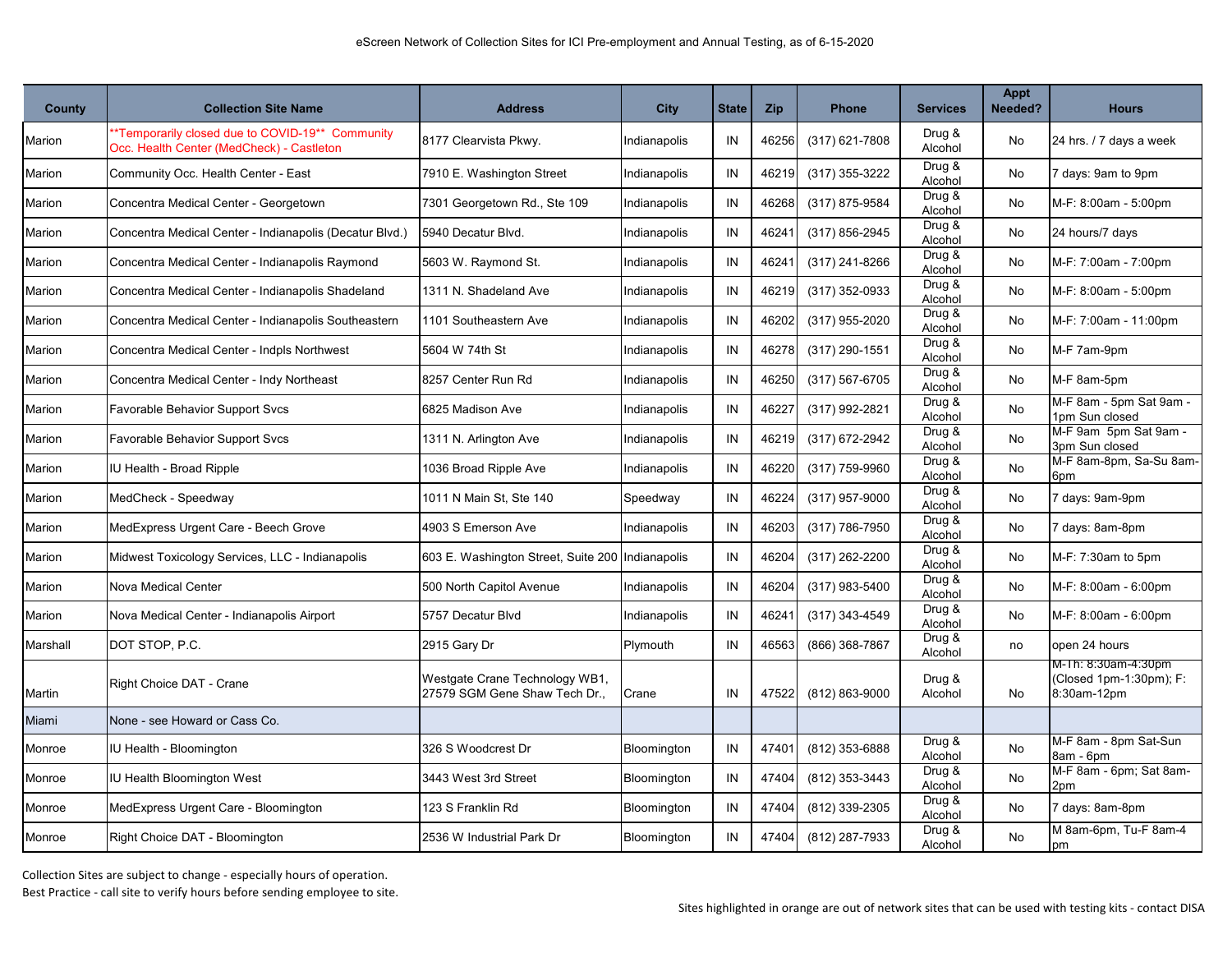eScreen Network of Collection Sites for ICI Pre-employment and Annual Testing, as of 6-15-2020

| County | Collection Site Name | Address | City | State | Zip | Phone | Services | Appt Needed? | Hours |
|---|---|---|---|---|---|---|---|---|---|
| Marion | **Temporarily closed due to COVID-19** Community Occ. Health Center (MedCheck) - Castleton | 8177 Clearvista Pkwy. | Indianapolis | IN | 46256 | (317) 621-7808 | Drug & Alcohol | No | 24 hrs. / 7 days a week |
| Marion | Community Occ. Health Center - East | 7910 E. Washington Street | Indianapolis | IN | 46219 | (317) 355-3222 | Drug & Alcohol | No | 7 days: 9am to 9pm |
| Marion | Concentra Medical Center - Georgetown | 7301 Georgetown Rd., Ste 109 | Indianapolis | IN | 46268 | (317) 875-9584 | Drug & Alcohol | No | M-F: 8:00am - 5:00pm |
| Marion | Concentra Medical Center - Indianapolis (Decatur Blvd.) | 5940 Decatur Blvd. | Indianapolis | IN | 46241 | (317) 856-2945 | Drug & Alcohol | No | 24 hours/7 days |
| Marion | Concentra Medical Center - Indianapolis Raymond | 5603 W. Raymond St. | Indianapolis | IN | 46241 | (317) 241-8266 | Drug & Alcohol | No | M-F: 7:00am - 7:00pm |
| Marion | Concentra Medical Center - Indianapolis Shadeland | 1311 N. Shadeland Ave | Indianapolis | IN | 46219 | (317) 352-0933 | Drug & Alcohol | No | M-F: 8:00am - 5:00pm |
| Marion | Concentra Medical Center - Indianapolis Southeastern | 1101 Southeastern Ave | Indianapolis | IN | 46202 | (317) 955-2020 | Drug & Alcohol | No | M-F: 7:00am - 11:00pm |
| Marion | Concentra Medical Center - Indpls Northwest | 5604 W 74th St | Indianapolis | IN | 46278 | (317) 290-1551 | Drug & Alcohol | No | M-F 7am-9pm |
| Marion | Concentra Medical Center - Indy Northeast | 8257 Center Run Rd | Indianapolis | IN | 46250 | (317) 567-6705 | Drug & Alcohol | No | M-F 8am-5pm |
| Marion | Favorable Behavior Support Svcs | 6825 Madison Ave | Indianapolis | IN | 46227 | (317) 992-2821 | Drug & Alcohol | No | M-F 8am - 5pm Sat 9am - 1pm Sun closed |
| Marion | Favorable Behavior Support Svcs | 1311 N. Arlington Ave | Indianapolis | IN | 46219 | (317) 672-2942 | Drug & Alcohol | No | M-F 9am 5pm Sat 9am - 3pm Sun closed |
| Marion | IU Health - Broad Ripple | 1036 Broad Ripple Ave | Indianapolis | IN | 46220 | (317) 759-9960 | Drug & Alcohol | No | M-F 8am-8pm, Sa-Su 8am-6pm |
| Marion | MedCheck - Speedway | 1011 N Main St, Ste 140 | Speedway | IN | 46224 | (317) 957-9000 | Drug & Alcohol | No | 7 days: 9am-9pm |
| Marion | MedExpress Urgent Care - Beech Grove | 4903 S Emerson Ave | Indianapolis | IN | 46203 | (317) 786-7950 | Drug & Alcohol | No | 7 days: 8am-8pm |
| Marion | Midwest Toxicology Services, LLC - Indianapolis | 603 E. Washington Street, Suite 200 | Indianapolis | IN | 46204 | (317) 262-2200 | Drug & Alcohol | No | M-F: 7:30am to 5pm |
| Marion | Nova Medical Center | 500 North Capitol Avenue | Indianapolis | IN | 46204 | (317) 983-5400 | Drug & Alcohol | No | M-F: 8:00am - 6:00pm |
| Marion | Nova Medical Center - Indianapolis Airport | 5757 Decatur Blvd | Indianapolis | IN | 46241 | (317) 343-4549 | Drug & Alcohol | No | M-F: 8:00am - 6:00pm |
| Marshall | DOT STOP, P.C. | 2915 Gary Dr | Plymouth | IN | 46563 | (866) 368-7867 | Drug & Alcohol | no | open 24 hours |
| Martin | Right Choice DAT - Crane | Westgate Crane Technology WB1, 27579 SGM Gene Shaw Tech Dr., | Crane | IN | 47522 | (812) 863-9000 | Drug & Alcohol | No | M-Th: 8:30am-4:30pm (Closed 1pm-1:30pm); F: 8:30am-12pm |
| Miami | None - see Howard or Cass Co. | | | | | | | | |
| Monroe | IU Health - Bloomington | 326 S Woodcrest Dr | Bloomington | IN | 47401 | (812) 353-6888 | Drug & Alcohol | No | M-F 8am - 8pm Sat-Sun 8am - 6pm |
| Monroe | IU Health Bloomington West | 3443 West 3rd Street | Bloomington | IN | 47404 | (812) 353-3443 | Drug & Alcohol | No | M-F 8am - 6pm; Sat 8am-2pm |
| Monroe | MedExpress Urgent Care - Bloomington | 123 S Franklin Rd | Bloomington | IN | 47404 | (812) 339-2305 | Drug & Alcohol | No | 7 days: 8am-8pm |
| Monroe | Right Choice DAT - Bloomington | 2536 W Industrial Park Dr | Bloomington | IN | 47404 | (812) 287-7933 | Drug & Alcohol | No | M 8am-6pm, Tu-F 8am-4 pm |

Collection Sites are subject to change - especially hours of operation.
Best Practice - call site to verify hours before sending employee to site.

Sites highlighted in orange are out of network sites that can be used with testing kits - contact DISA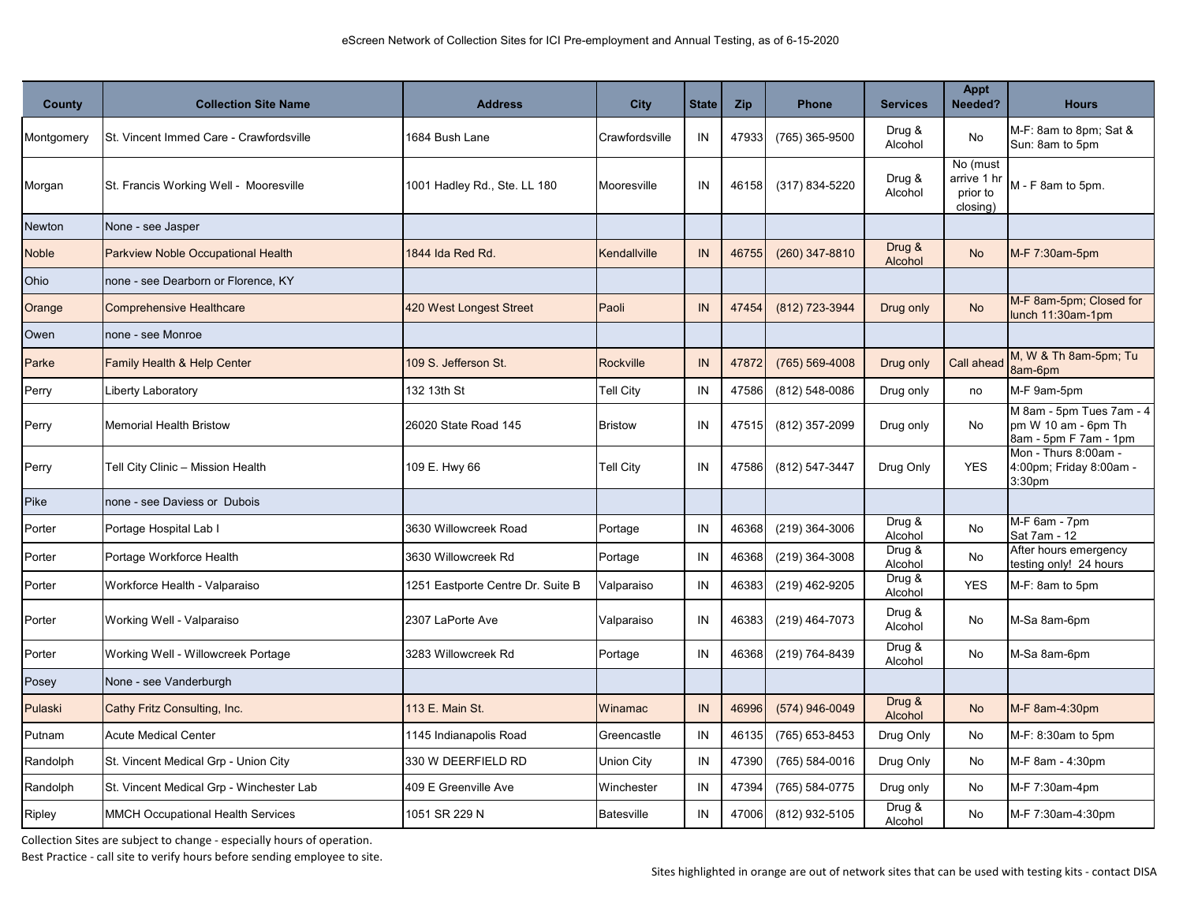eScreen Network of Collection Sites for ICI Pre-employment and Annual Testing, as of 6-15-2020

| County | Collection Site Name | Address | City | State | Zip | Phone | Services | Appt Needed? | Hours |
|---|---|---|---|---|---|---|---|---|---|
| Montgomery | St. Vincent Immed Care - Crawfordsville | 1684 Bush Lane | Crawfordsville | IN | 47933 | (765) 365-9500 | Drug & Alcohol | No | M-F: 8am to 8pm; Sat & Sun: 8am to 5pm |
| Morgan | St. Francis Working Well - Mooresville | 1001 Hadley Rd., Ste. LL 180 | Mooresville | IN | 46158 | (317) 834-5220 | Drug & Alcohol | No (must arrive 1 hr prior to closing) | M - F 8am to 5pm. |
| Newton | None - see Jasper | | | | | | | | |
| Noble | Parkview Noble Occupational Health | 1844 Ida Red Rd. | Kendallville | IN | 46755 | (260) 347-8810 | Drug & Alcohol | No | M-F 7:30am-5pm |
| Ohio | none - see Dearborn or Florence, KY | | | | | | | | |
| Orange | Comprehensive Healthcare | 420 West Longest Street | Paoli | IN | 47454 | (812) 723-3944 | Drug only | No | M-F 8am-5pm; Closed for lunch 11:30am-1pm |
| Owen | none - see Monroe | | | | | | | | |
| Parke | Family Health & Help Center | 109 S. Jefferson St. | Rockville | IN | 47872 | (765) 569-4008 | Drug only | Call ahead | M, W & Th 8am-5pm; Tu 8am-6pm |
| Perry | Liberty Laboratory | 132 13th St | Tell City | IN | 47586 | (812) 548-0086 | Drug only | no | M-F 9am-5pm |
| Perry | Memorial Health Bristow | 26020 State Road 145 | Bristow | IN | 47515 | (812) 357-2099 | Drug only | No | M 8am - 5pm Tues 7am - 4 pm W 10 am - 6pm Th 8am - 5pm F 7am - 1pm |
| Perry | Tell City Clinic – Mission Health | 109 E. Hwy 66 | Tell City | IN | 47586 | (812) 547-3447 | Drug Only | YES | Mon - Thurs 8:00am - 4:00pm; Friday 8:00am - 3:30pm |
| Pike | none - see Daviess or Dubois | | | | | | | | |
| Porter | Portage Hospital Lab I | 3630 Willowcreek Road | Portage | IN | 46368 | (219) 364-3006 | Drug & Alcohol | No | M-F 6am - 7pm Sat 7am - 12 |
| Porter | Portage Workforce Health | 3630 Willowcreek Rd | Portage | IN | 46368 | (219) 364-3008 | Drug & Alcohol | No | After hours emergency testing only! 24 hours |
| Porter | Workforce Health - Valparaiso | 1251 Eastporte Centre Dr. Suite B | Valparaiso | IN | 46383 | (219) 462-9205 | Drug & Alcohol | YES | M-F: 8am to 5pm |
| Porter | Working Well - Valparaiso | 2307 LaPorte Ave | Valparaiso | IN | 46383 | (219) 464-7073 | Drug & Alcohol | No | M-Sa 8am-6pm |
| Porter | Working Well - Willowcreek Portage | 3283 Willowcreek Rd | Portage | IN | 46368 | (219) 764-8439 | Drug & Alcohol | No | M-Sa 8am-6pm |
| Posey | None - see Vanderburgh | | | | | | | | |
| Pulaski | Cathy Fritz Consulting, Inc. | 113 E. Main St. | Winamac | IN | 46996 | (574) 946-0049 | Drug & Alcohol | No | M-F 8am-4:30pm |
| Putnam | Acute Medical Center | 1145 Indianapolis Road | Greencastle | IN | 46135 | (765) 653-8453 | Drug Only | No | M-F: 8:30am to 5pm |
| Randolph | St. Vincent Medical Grp - Union City | 330 W DEERFIELD RD | Union City | IN | 47390 | (765) 584-0016 | Drug Only | No | M-F 8am - 4:30pm |
| Randolph | St. Vincent Medical Grp - Winchester Lab | 409 E Greenville Ave | Winchester | IN | 47394 | (765) 584-0775 | Drug only | No | M-F 7:30am-4pm |
| Ripley | MMCH Occupational Health Services | 1051 SR 229 N | Batesville | IN | 47006 | (812) 932-5105 | Drug & Alcohol | No | M-F 7:30am-4:30pm |

Collection Sites are subject to change - especially hours of operation.

Best Practice - call site to verify hours before sending employee to site.

Sites highlighted in orange are out of network sites that can be used with testing kits - contact DISA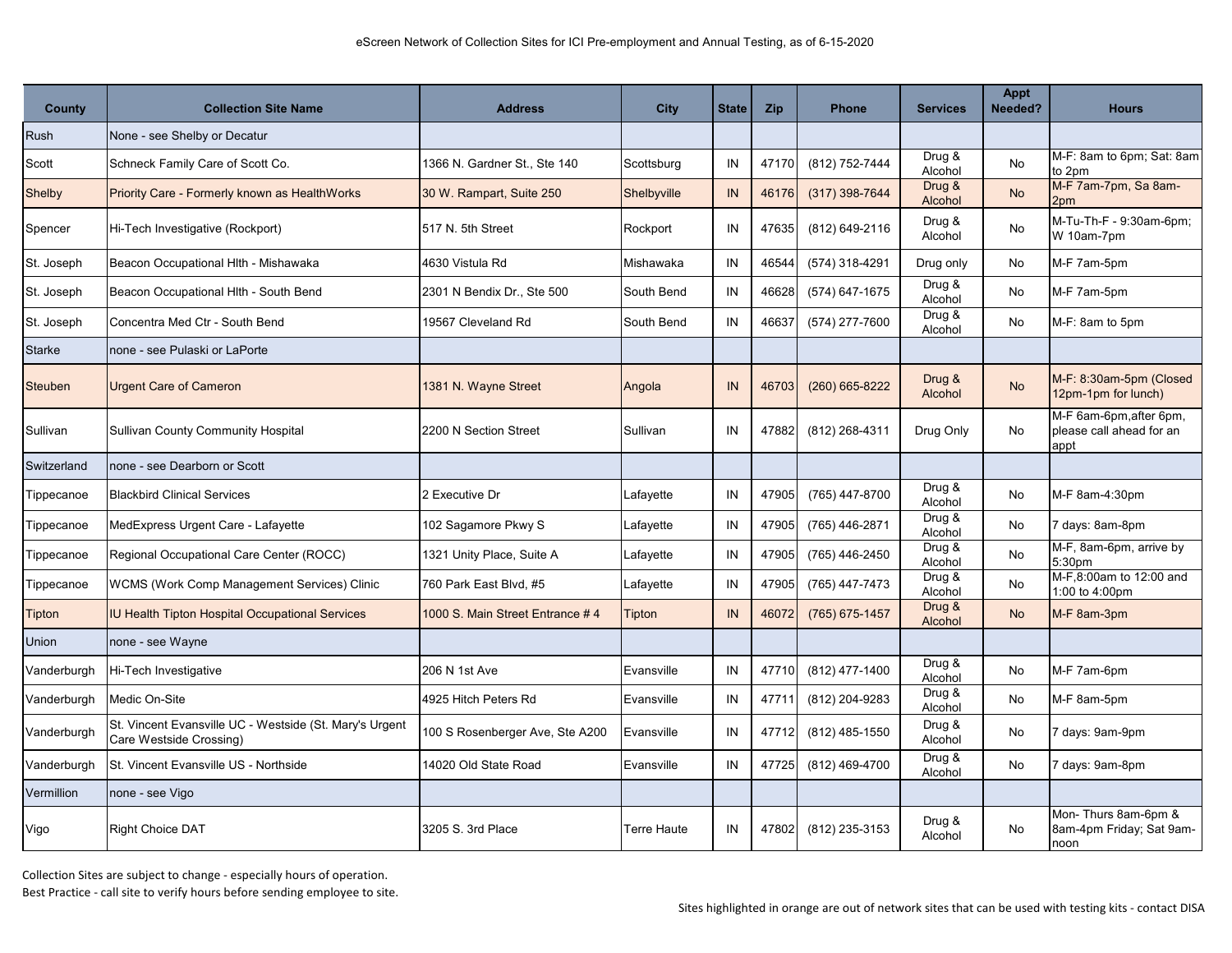eScreen Network of Collection Sites for ICI Pre-employment and Annual Testing, as of 6-15-2020

| County | Collection Site Name | Address | City | State | Zip | Phone | Services | Appt Needed? | Hours |
|---|---|---|---|---|---|---|---|---|---|
| Rush | None - see Shelby or Decatur | | | | | | | | |
| Scott | Schneck Family Care of Scott Co. | 1366 N. Gardner St., Ste 140 | Scottsburg | IN | 47170 | (812) 752-7444 | Drug & Alcohol | No | M-F: 8am to 6pm; Sat: 8am to 2pm |
| Shelby | Priority Care - Formerly known as HealthWorks | 30 W. Rampart, Suite 250 | Shelbyville | IN | 46176 | (317) 398-7644 | Drug & Alcohol | No | M-F 7am-7pm, Sa 8am-2pm |
| Spencer | Hi-Tech Investigative (Rockport) | 517 N. 5th Street | Rockport | IN | 47635 | (812) 649-2116 | Drug & Alcohol | No | M-Tu-Th-F - 9:30am-6pm; W 10am-7pm |
| St. Joseph | Beacon Occupational Hlth - Mishawaka | 4630 Vistula Rd | Mishawaka | IN | 46544 | (574) 318-4291 | Drug only | No | M-F 7am-5pm |
| St. Joseph | Beacon Occupational Hlth - South Bend | 2301 N Bendix Dr., Ste 500 | South Bend | IN | 46628 | (574) 647-1675 | Drug & Alcohol | No | M-F 7am-5pm |
| St. Joseph | Concentra Med Ctr - South Bend | 19567 Cleveland Rd | South Bend | IN | 46637 | (574) 277-7600 | Drug & Alcohol | No | M-F: 8am to 5pm |
| Starke | none - see Pulaski or LaPorte | | | | | | | | |
| Steuben | Urgent Care of Cameron | 1381 N. Wayne Street | Angola | IN | 46703 | (260) 665-8222 | Drug & Alcohol | No | M-F: 8:30am-5pm (Closed 12pm-1pm for lunch) |
| Sullivan | Sullivan County Community Hospital | 2200 N Section Street | Sullivan | IN | 47882 | (812) 268-4311 | Drug Only | No | M-F 6am-6pm,after 6pm, please call ahead for an appt |
| Switzerland | none - see Dearborn or Scott | | | | | | | | |
| Tippecanoe | Blackbird Clinical Services | 2 Executive Dr | Lafayette | IN | 47905 | (765) 447-8700 | Drug & Alcohol | No | M-F 8am-4:30pm |
| Tippecanoe | MedExpress Urgent Care - Lafayette | 102 Sagamore Pkwy S | Lafayette | IN | 47905 | (765) 446-2871 | Drug & Alcohol | No | 7 days: 8am-8pm |
| Tippecanoe | Regional Occupational Care Center (ROCC) | 1321 Unity Place, Suite A | Lafayette | IN | 47905 | (765) 446-2450 | Drug & Alcohol | No | M-F, 8am-6pm, arrive by 5:30pm |
| Tippecanoe | WCMS (Work Comp Management Services) Clinic | 760 Park East Blvd, #5 | Lafayette | IN | 47905 | (765) 447-7473 | Drug & Alcohol | No | M-F,8:00am to 12:00 and 1:00 to 4:00pm |
| Tipton | IU Health Tipton Hospital Occupational Services | 1000 S. Main Street Entrance # 4 | Tipton | IN | 46072 | (765) 675-1457 | Drug & Alcohol | No | M-F 8am-3pm |
| Union | none - see Wayne | | | | | | | | |
| Vanderburgh | Hi-Tech Investigative | 206 N 1st Ave | Evansville | IN | 47710 | (812) 477-1400 | Drug & Alcohol | No | M-F 7am-6pm |
| Vanderburgh | Medic On-Site | 4925 Hitch Peters Rd | Evansville | IN | 47711 | (812) 204-9283 | Drug & Alcohol | No | M-F 8am-5pm |
| Vanderburgh | St. Vincent Evansville UC - Westside (St. Mary's Urgent Care Westside Crossing) | 100 S Rosenberger Ave, Ste A200 | Evansville | IN | 47712 | (812) 485-1550 | Drug & Alcohol | No | 7 days: 9am-9pm |
| Vanderburgh | St. Vincent Evansville US - Northside | 14020 Old State Road | Evansville | IN | 47725 | (812) 469-4700 | Drug & Alcohol | No | 7 days: 9am-8pm |
| Vermillion | none - see Vigo | | | | | | | | |
| Vigo | Right Choice DAT | 3205 S. 3rd Place | Terre Haute | IN | 47802 | (812) 235-3153 | Drug & Alcohol | No | Mon- Thurs 8am-6pm & 8am-4pm Friday; Sat 9am-noon |

Collection Sites are subject to change - especially hours of operation.
Best Practice - call site to verify hours before sending employee to site.

Sites highlighted in orange are out of network sites that can be used with testing kits - contact DISA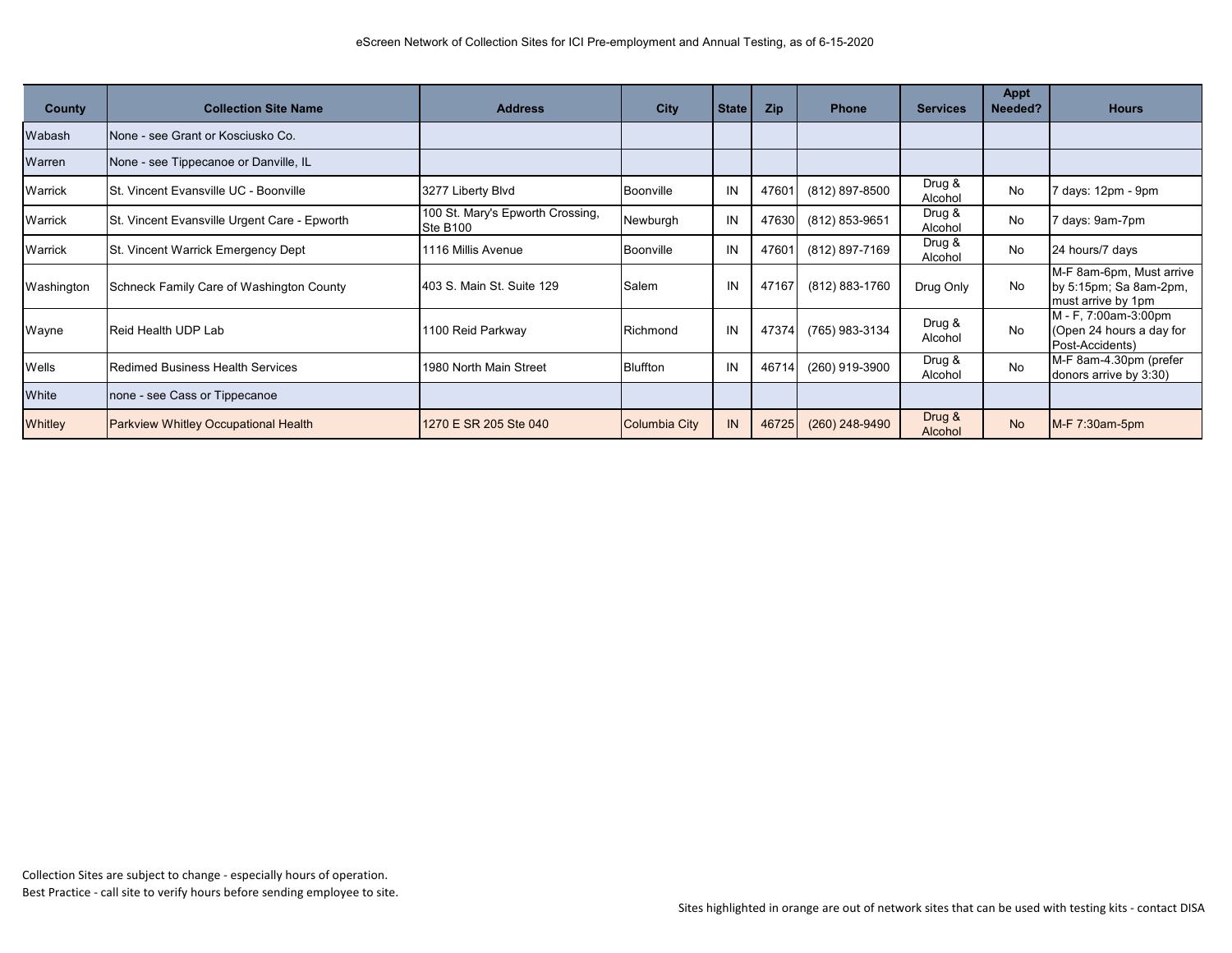eScreen Network of Collection Sites for ICI Pre-employment and Annual Testing, as of 6-15-2020

| County | Collection Site Name | Address | City | State | Zip | Phone | Services | Appt Needed? | Hours |
|---|---|---|---|---|---|---|---|---|---|
| Wabash | None - see Grant or Kosciusko Co. | | | | | | | | |
| Warren | None - see Tippecanoe or Danville, IL | | | | | | | | |
| Warrick | St. Vincent Evansville UC - Boonville | 3277 Liberty Blvd | Boonville | IN | 47601 | (812) 897-8500 | Drug & Alcohol | No | 7 days: 12pm - 9pm |
| Warrick | St. Vincent Evansville Urgent Care - Epworth | 100 St. Mary's Epworth Crossing, Ste B100 | Newburgh | IN | 47630 | (812) 853-9651 | Drug & Alcohol | No | 7 days: 9am-7pm |
| Warrick | St. Vincent Warrick Emergency Dept | 1116 Millis Avenue | Boonville | IN | 47601 | (812) 897-7169 | Drug & Alcohol | No | 24 hours/7 days |
| Washington | Schneck Family Care of Washington County | 403 S. Main St. Suite 129 | Salem | IN | 47167 | (812) 883-1760 | Drug Only | No | M-F 8am-6pm, Must arrive by 5:15pm; Sa 8am-2pm, must arrive by 1pm |
| Wayne | Reid Health UDP Lab | 1100 Reid Parkway | Richmond | IN | 47374 | (765) 983-3134 | Drug & Alcohol | No | M - F, 7:00am-3:00pm (Open 24 hours a day for Post-Accidents) |
| Wells | Redimed Business Health Services | 1980 North Main Street | Bluffton | IN | 46714 | (260) 919-3900 | Drug & Alcohol | No | M-F 8am-4.30pm (prefer donors arrive by 3:30) |
| White | none - see Cass or Tippecanoe | | | | | | | | |
| Whitley | Parkview Whitley Occupational Health | 1270 E SR 205 Ste 040 | Columbia City | IN | 46725 | (260) 248-9490 | Drug & Alcohol | No | M-F 7:30am-5pm |

Collection Sites are subject to change - especially hours of operation.
Best Practice - call site to verify hours before sending employee to site.

Sites highlighted in orange are out of network sites that can be used with testing kits - contact DISA